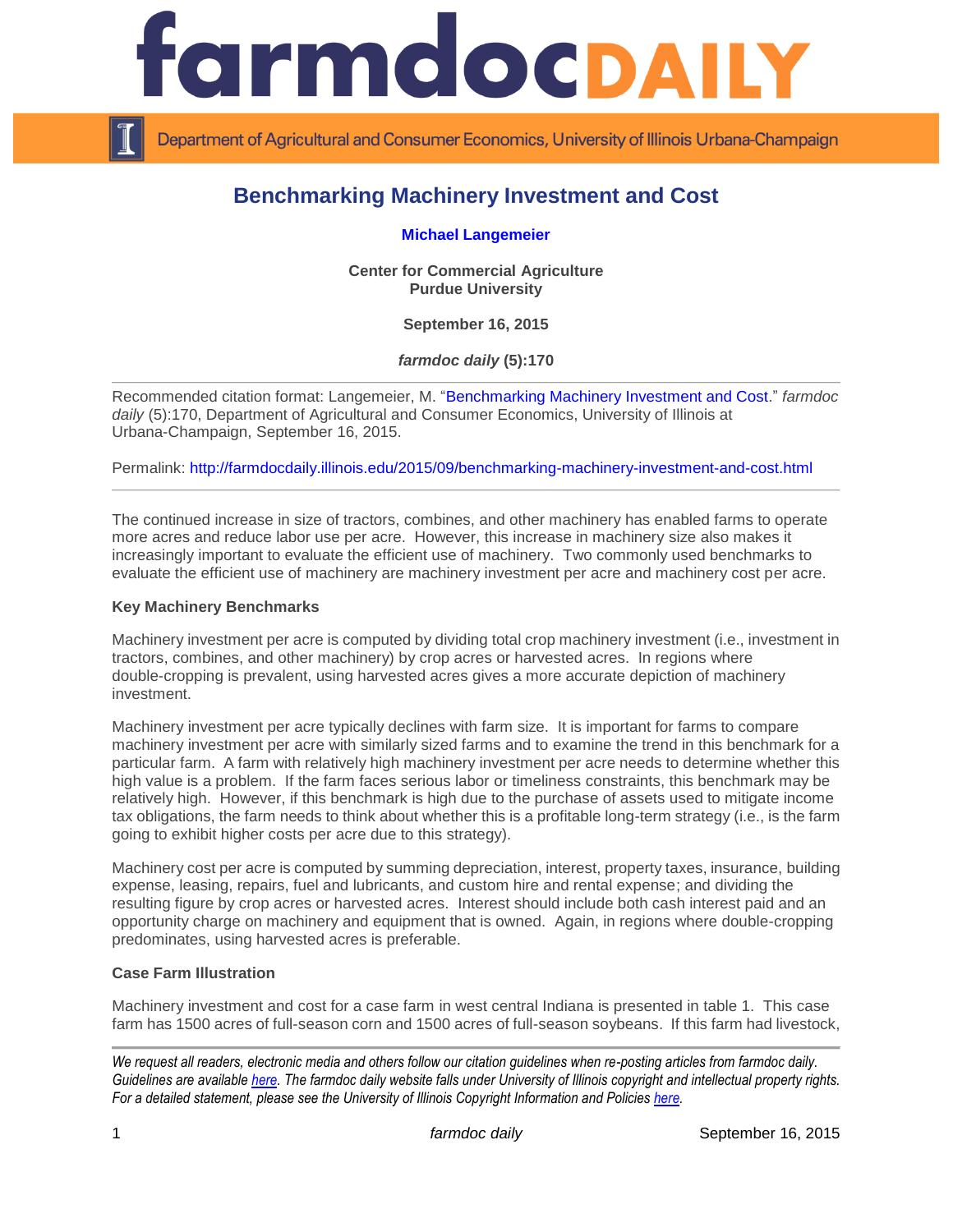# Benchmarking Machinery Investment and Cost

**Michael Langemeier**

**Center for Commercial Agriculture**
**Purdue University**

**September 16, 2015**

***farmdoc daily* (5):170**

Recommended citation format: Langemeier, M. "Benchmarking Machinery Investment and Cost." *farmdoc daily* (5):170, Department of Agricultural and Consumer Economics, University of Illinois at Urbana-Champaign, September 16, 2015.

Permalink: http://farmdocdaily.illinois.edu/2015/09/benchmarking-machinery-investment-and-cost.html

---

The continued increase in size of tractors, combines, and other machinery has enabled farms to operate more acres and reduce labor use per acre. However, this increase in machinery size also makes it increasingly important to evaluate the efficient use of machinery. Two commonly used benchmarks to evaluate the efficient use of machinery are machinery investment per acre and machinery cost per acre.

**Key Machinery Benchmarks**

Machinery investment per acre is computed by dividing total crop machinery investment (i.e., investment in tractors, combines, and other machinery) by crop acres or harvested acres. In regions where double-cropping is prevalent, using harvested acres gives a more accurate depiction of machinery investment.

Machinery investment per acre typically declines with farm size. It is important for farms to compare machinery investment per acre with similarly sized farms and to examine the trend in this benchmark for a particular farm. A farm with relatively high machinery investment per acre needs to determine whether this high value is a problem. If the farm faces serious labor or timeliness constraints, this benchmark may be relatively high. However, if this benchmark is high due to the purchase of assets used to mitigate income tax obligations, the farm needs to think about whether this is a profitable long-term strategy (i.e., is the farm going to exhibit higher costs per acre due to this strategy).

Machinery cost per acre is computed by summing depreciation, interest, property taxes, insurance, building expense, leasing, repairs, fuel and lubricants, and custom hire and rental expense; and dividing the resulting figure by crop acres or harvested acres. Interest should include both cash interest paid and an opportunity charge on machinery and equipment that is owned. Again, in regions where double-cropping predominates, using harvested acres is preferable.

**Case Farm Illustration**

Machinery investment and cost for a case farm in west central Indiana is presented in table 1. This case farm has 1500 acres of full-season corn and 1500 acres of full-season soybeans. If this farm had livestock,

*We request all readers, electronic media and others follow our citation guidelines when re-posting articles from farmdoc daily. Guidelines are available here. The farmdoc daily website falls under University of Illinois copyright and intellectual property rights. For a detailed statement, please see the University of Illinois Copyright Information and Policies here.*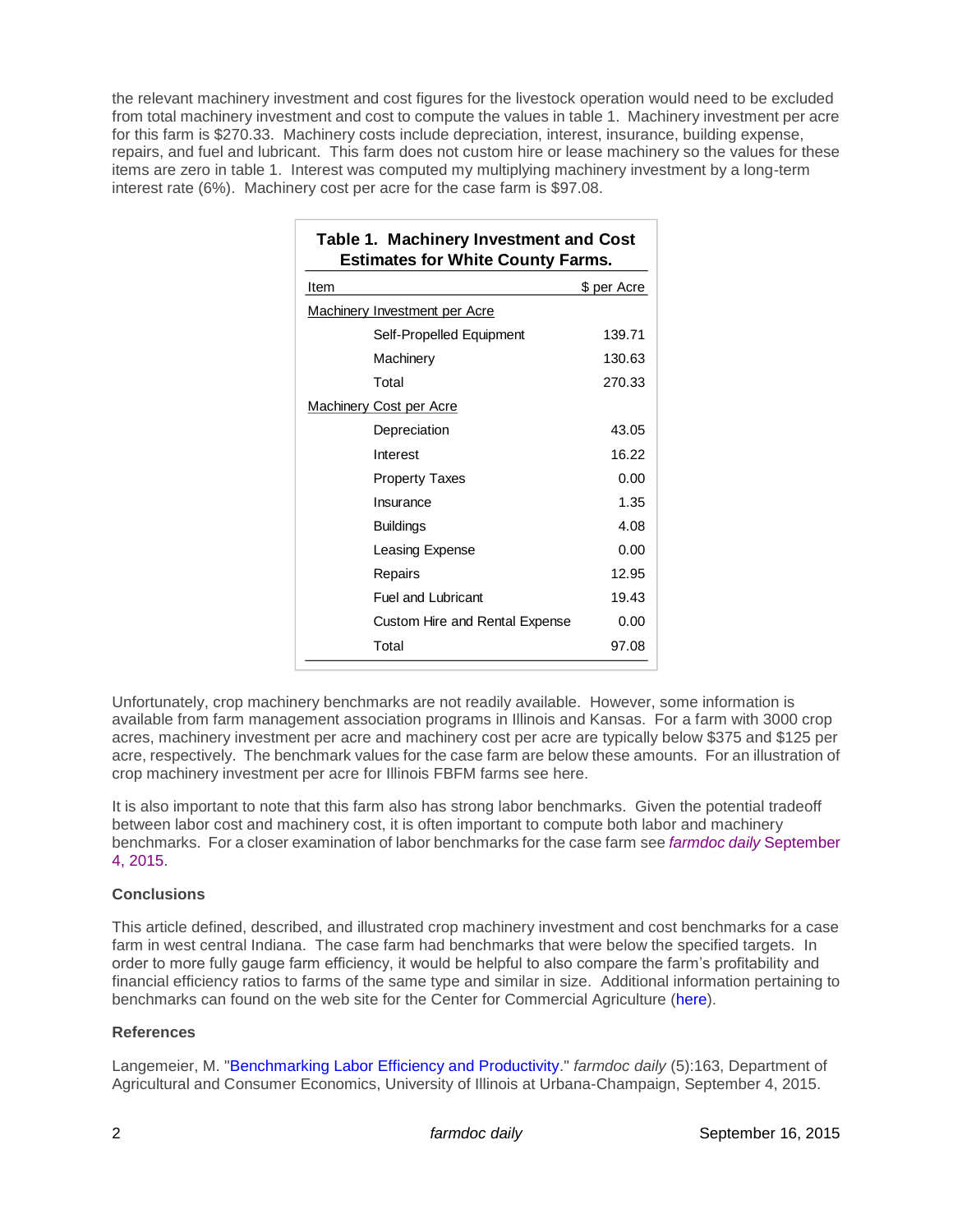the relevant machinery investment and cost figures for the livestock operation would need to be excluded from total machinery investment and cost to compute the values in table 1. Machinery investment per acre for this farm is $270.33. Machinery costs include depreciation, interest, insurance, building expense, repairs, and fuel and lubricant. This farm does not custom hire or lease machinery so the values for these items are zero in table 1. Interest was computed my multiplying machinery investment by a long-term interest rate (6%). Machinery cost per acre for the case farm is $97.08.

**Table 1. Machinery Investment and Cost Estimates for White County Farms.**

| Item | $ per Acre |
|---|---|
| Machinery Investment per Acre | |
| Self-Propelled Equipment | 139.71 |
| Machinery | 130.63 |
| Total | 270.33 |
| Machinery Cost per Acre | |
| Depreciation | 43.05 |
| Interest | 16.22 |
| Property Taxes | 0.00 |
| Insurance | 1.35 |
| Buildings | 4.08 |
| Leasing Expense | 0.00 |
| Repairs | 12.95 |
| Fuel and Lubricant | 19.43 |
| Custom Hire and Rental Expense | 0.00 |
| Total | 97.08 |

Unfortunately, crop machinery benchmarks are not readily available. However, some information is available from farm management association programs in Illinois and Kansas. For a farm with 3000 crop acres, machinery investment per acre and machinery cost per acre are typically below $375 and $125 per acre, respectively. The benchmark values for the case farm are below these amounts. For an illustration of crop machinery investment per acre for Illinois FBFM farms see here.

It is also important to note that this farm also has strong labor benchmarks. Given the potential tradeoff between labor cost and machinery cost, it is often important to compute both labor and machinery benchmarks. For a closer examination of labor benchmarks for the case farm see *farmdoc daily* September 4, 2015.

### Conclusions

This article defined, described, and illustrated crop machinery investment and cost benchmarks for a case farm in west central Indiana. The case farm had benchmarks that were below the specified targets. In order to more fully gauge farm efficiency, it would be helpful to also compare the farm's profitability and financial efficiency ratios to farms of the same type and similar in size. Additional information pertaining to benchmarks can found on the web site for the Center for Commercial Agriculture (here).

### References

Langemeier, M. "Benchmarking Labor Efficiency and Productivity." *farmdoc daily* (5):163, Department of Agricultural and Consumer Economics, University of Illinois at Urbana-Champaign, September 4, 2015.